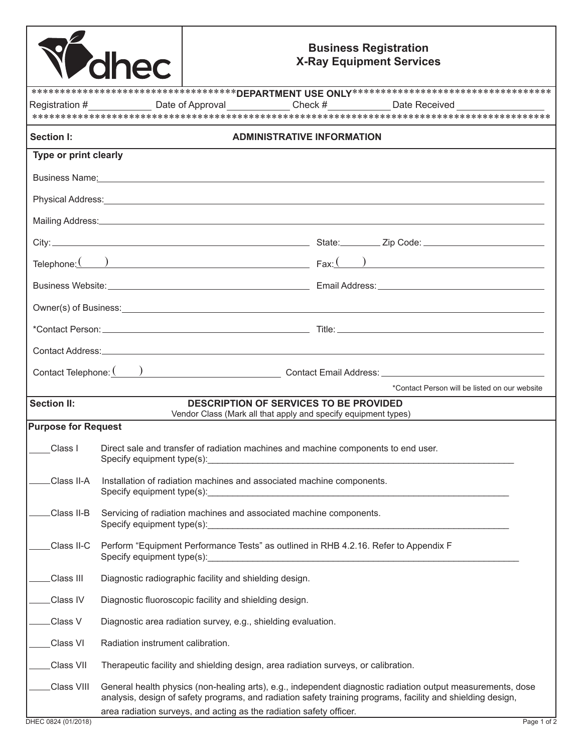dhec

# Business Registration
# X-Ray Equipment Services

************************************DEPARTMENT USE ONLY************************************

Registration #\_\_\_\_\_\_\_\_\_\_ Date of Approval\_\_\_\_\_\_\_\_\_\_ Check #\_\_\_\_\_\_\_\_\_\_ Date Received \_\_\_\_\_\_\_\_\_\_

*********************************************************************************************

## Section I: ADMINISTRATIVE INFORMATION

**Type or print clearly**

Business Name: \_\_\_\_\_\_\_\_\_\_\_\_\_\_\_\_\_\_\_\_\_\_\_\_\_\_\_\_\_\_\_\_\_\_\_\_\_\_\_\_

Physical Address: \_\_\_\_\_\_\_\_\_\_\_\_\_\_\_\_\_\_\_\_\_\_\_\_\_\_\_\_\_\_\_\_\_\_\_\_\_\_\_\_

Mailing Address: \_\_\_\_\_\_\_\_\_\_\_\_\_\_\_\_\_\_\_\_\_\_\_\_\_\_\_\_\_\_\_\_\_\_\_\_\_\_\_\_

City: \_\_\_\_\_\_\_\_\_\_\_\_\_\_\_\_\_\_\_\_ State: \_\_\_\_\_\_\_\_ Zip Code: \_\_\_\_\_\_\_\_\_\_\_\_

Telephone: ( ) \_\_\_\_\_\_\_\_\_\_\_\_\_\_\_\_\_\_\_\_ Fax: ( ) \_\_\_\_\_\_\_\_\_\_\_\_\_\_\_\_\_\_\_\_

Business Website: \_\_\_\_\_\_\_\_\_\_\_\_\_\_\_\_\_\_\_\_ Email Address: \_\_\_\_\_\_\_\_\_\_\_\_\_\_\_\_\_\_\_\_

Owner(s) of Business: \_\_\_\_\_\_\_\_\_\_\_\_\_\_\_\_\_\_\_\_\_\_\_\_\_\_\_\_\_\_\_\_\_\_\_\_\_\_\_\_

*Contact Person: \_\_\_\_\_\_\_\_\_\_\_\_\_\_\_\_\_\_\_\_ Title: \_\_\_\_\_\_\_\_\_\_\_\_\_\_\_\_\_\_\_\_

Contact Address: \_\_\_\_\_\_\_\_\_\_\_\_\_\_\_\_\_\_\_\_\_\_\_\_\_\_\_\_\_\_\_\_\_\_\_\_\_\_\_\_

Contact Telephone: ( ) \_\_\_\_\_\_\_\_\_\_\_\_\_\_\_\_\_\_\_\_ Contact Email Address: \_\_\_\_\_\_\_\_\_\_\_\_\_\_\_\_\_\_\_\_

*Contact Person will be listed on our website

## Section II: DESCRIPTION OF SERVICES TO BE PROVIDED

Vendor Class (Mark all that apply and specify equipment types)

**Purpose for Request**

\_\_\_\_Class I Direct sale and transfer of radiation machines and machine components to end user.
Specify equipment type(s):\_\_\_\_\_\_\_\_\_\_\_\_\_\_\_\_\_\_\_\_\_\_\_\_\_\_\_\_\_\_\_\_\_\_\_\_\_\_\_\_

\_\_\_\_Class II-A Installation of radiation machines and associated machine components.
Specify equipment type(s):\_\_\_\_\_\_\_\_\_\_\_\_\_\_\_\_\_\_\_\_\_\_\_\_\_\_\_\_\_\_\_\_\_\_\_\_\_\_\_\_

\_\_\_\_Class II-B Servicing of radiation machines and associated machine components.
Specify equipment type(s):\_\_\_\_\_\_\_\_\_\_\_\_\_\_\_\_\_\_\_\_\_\_\_\_\_\_\_\_\_\_\_\_\_\_\_\_\_\_\_\_

\_\_\_\_Class II-C Perform "Equipment Performance Tests" as outlined in RHB 4.2.16. Refer to Appendix F
Specify equipment type(s):\_\_\_\_\_\_\_\_\_\_\_\_\_\_\_\_\_\_\_\_\_\_\_\_\_\_\_\_\_\_\_\_\_\_\_\_\_\_\_\_

\_\_\_\_Class III Diagnostic radiographic facility and shielding design.

\_\_\_\_Class IV Diagnostic fluoroscopic facility and shielding design.

\_\_\_\_Class V Diagnostic area radiation survey, e.g., shielding evaluation.

\_\_\_\_Class VI Radiation instrument calibration.

\_\_\_\_Class VII Therapeutic facility and shielding design, area radiation surveys, or calibration.

\_\_\_\_Class VIII General health physics (non-healing arts), e.g., independent diagnostic radiation output measurements, dose analysis, design of safety programs, and radiation safety training programs, facility and shielding design, area radiation surveys, and acting as the radiation safety officer.

DHEC 0824 (01/2018)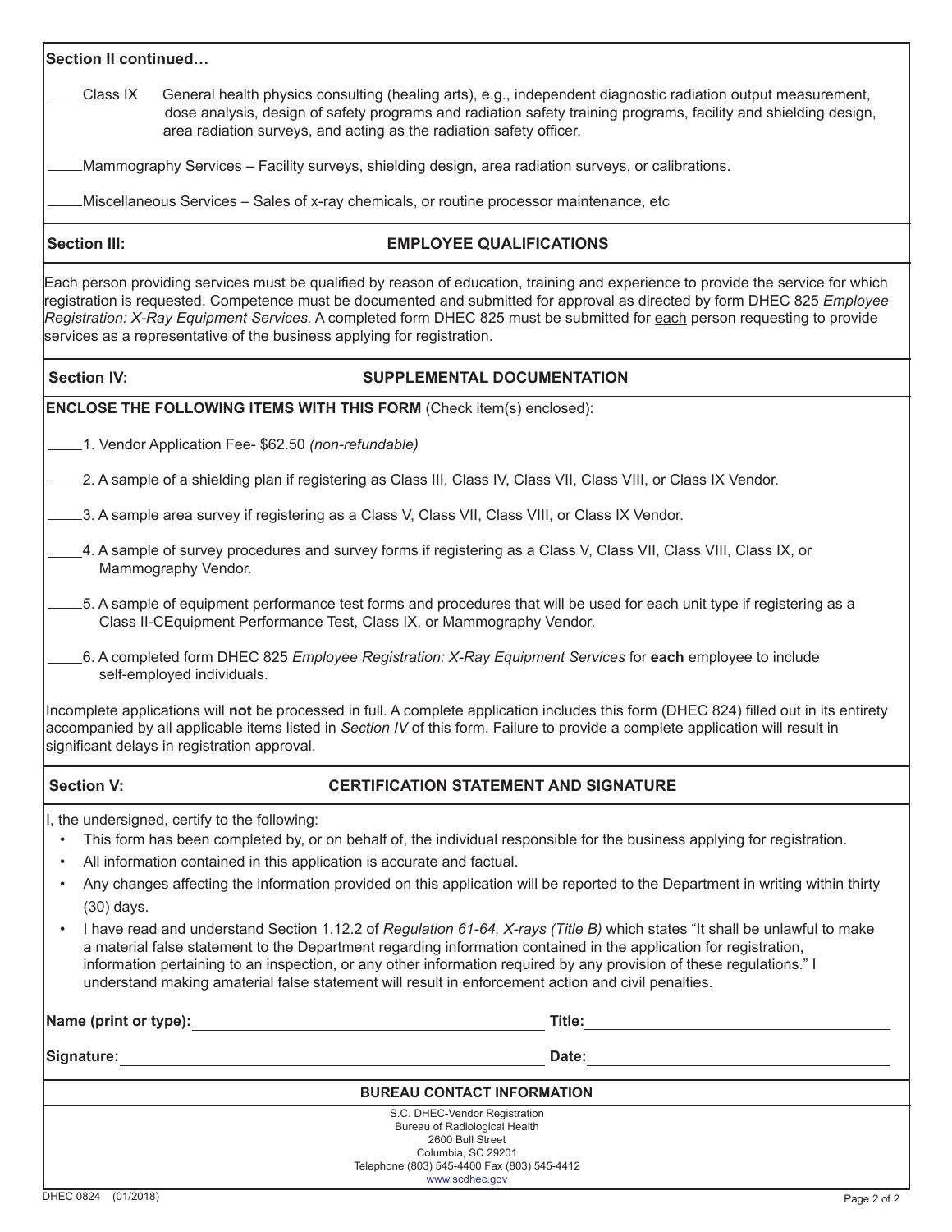**Section II continued…**

____Class IX General health physics consulting (healing arts), e.g., independent diagnostic radiation output measurement, dose analysis, design of safety programs and radiation safety training programs, facility and shielding design, area radiation surveys, and acting as the radiation safety officer.

____Mammography Services – Facility surveys, shielding design, area radiation surveys, or calibrations.

____Miscellaneous Services – Sales of x-ray chemicals, or routine processor maintenance, etc

## Section III: EMPLOYEE QUALIFICATIONS

Each person providing services must be qualified by reason of education, training and experience to provide the service for which registration is requested. Competence must be documented and submitted for approval as directed by form DHEC 825 *Employee Registration: X-Ray Equipment Services.* A completed form DHEC 825 must be submitted for each person requesting to provide services as a representative of the business applying for registration.

## Section IV: SUPPLEMENTAL DOCUMENTATION

**ENCLOSE THE FOLLOWING ITEMS WITH THIS FORM** (Check item(s) enclosed):

____1. Vendor Application Fee- $62.50 *(non-refundable)*

____2. A sample of a shielding plan if registering as Class III, Class IV, Class VII, Class VIII, or Class IX Vendor.

____3. A sample area survey if registering as a Class V, Class VII, Class VIII, or Class IX Vendor.

____4. A sample of survey procedures and survey forms if registering as a Class V, Class VII, Class VIII, Class IX, or Mammography Vendor.

____5. A sample of equipment performance test forms and procedures that will be used for each unit type if registering as a Class II-CEquipment Performance Test, Class IX, or Mammography Vendor.

____6. A completed form DHEC 825 *Employee Registration: X-Ray Equipment Services* for **each** employee to include self-employed individuals.

Incomplete applications will **not** be processed in full. A complete application includes this form (DHEC 824) filled out in its entirety accompanied by all applicable items listed in *Section IV* of this form. Failure to provide a complete application will result in significant delays in registration approval.

## Section V: CERTIFICATION STATEMENT AND SIGNATURE

I, the undersigned, certify to the following:

- This form has been completed by, or on behalf of, the individual responsible for the business applying for registration.
- All information contained in this application is accurate and factual.
- Any changes affecting the information provided on this application will be reported to the Department in writing within thirty (30) days.
- I have read and understand Section 1.12.2 of *Regulation 61-64, X-rays (Title B)* which states "It shall be unlawful to make a material false statement to the Department regarding information contained in the application for registration, information pertaining to an inspection, or any other information required by any provision of these regulations." I understand making amaterial false statement will result in enforcement action and civil penalties.

**Name (print or type):** ______________________ **Title:** ______________________

**Signature:** ______________________ **Date:** ______________________

**BUREAU CONTACT INFORMATION**

S.C. DHEC-Vendor Registration
Bureau of Radiological Health
2600 Bull Street
Columbia, SC 29201
Telephone (803) 545-4400 Fax (803) 545-4412
www.scdhec.gov

DHEC 0824 (01/2018)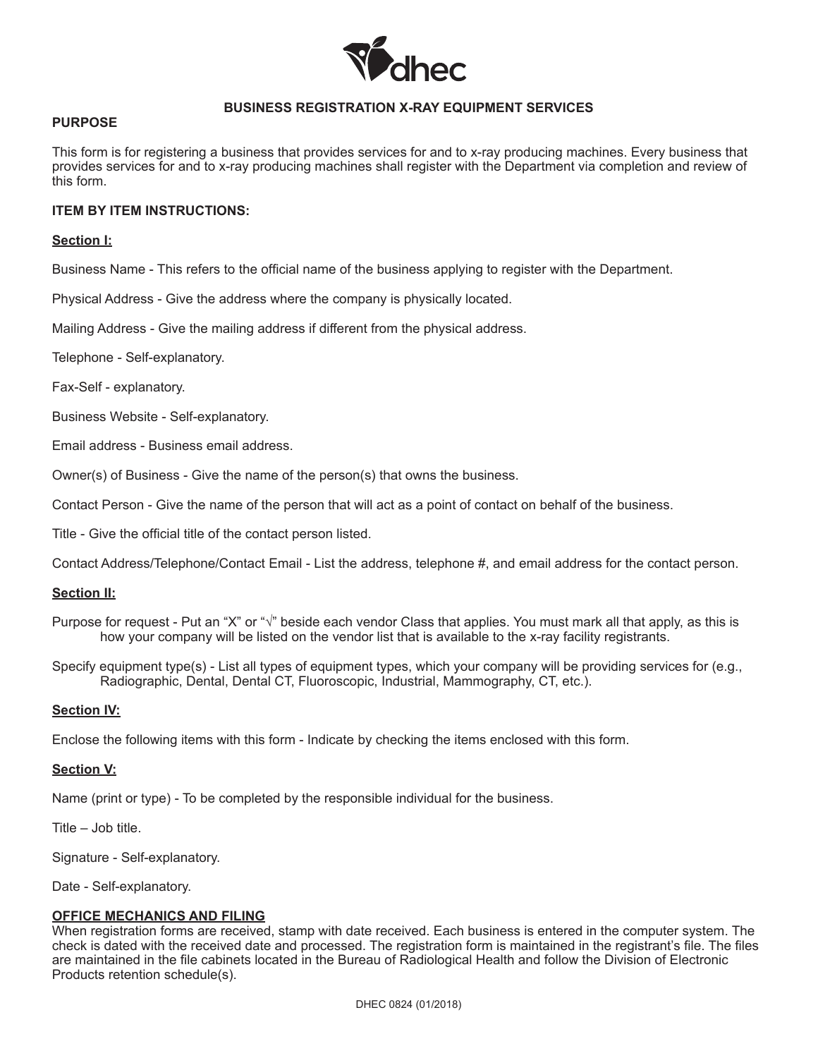dhec

## BUSINESS REGISTRATION X-RAY EQUIPMENT SERVICES

### PURPOSE

This form is for registering a business that provides services for and to x-ray producing machines. Every business that provides services for and to x-ray producing machines shall register with the Department via completion and review of this form.

### ITEM BY ITEM INSTRUCTIONS:

**Section I:**

Business Name - This refers to the official name of the business applying to register with the Department.

Physical Address - Give the address where the company is physically located.

Mailing Address - Give the mailing address if different from the physical address.

Telephone - Self-explanatory.

Fax-Self - explanatory.

Business Website - Self-explanatory.

Email address - Business email address.

Owner(s) of Business - Give the name of the person(s) that owns the business.

Contact Person - Give the name of the person that will act as a point of contact on behalf of the business.

Title - Give the official title of the contact person listed.

Contact Address/Telephone/Contact Email - List the address, telephone #, and email address for the contact person.

**Section II:**

Purpose for request - Put an "X" or "√" beside each vendor Class that applies. You must mark all that apply, as this is how your company will be listed on the vendor list that is available to the x-ray facility registrants.

Specify equipment type(s) - List all types of equipment types, which your company will be providing services for (e.g., Radiographic, Dental, Dental CT, Fluoroscopic, Industrial, Mammography, CT, etc.).

**Section IV:**

Enclose the following items with this form - Indicate by checking the items enclosed with this form.

**Section V:**

Name (print or type) - To be completed by the responsible individual for the business.

Title – Job title.

Signature - Self-explanatory.

Date - Self-explanatory.

**OFFICE MECHANICS AND FILING**

When registration forms are received, stamp with date received. Each business is entered in the computer system. The check is dated with the received date and processed. The registration form is maintained in the registrant's file. The files are maintained in the file cabinets located in the Bureau of Radiological Health and follow the Division of Electronic Products retention schedule(s).

DHEC 0824 (01/2018)